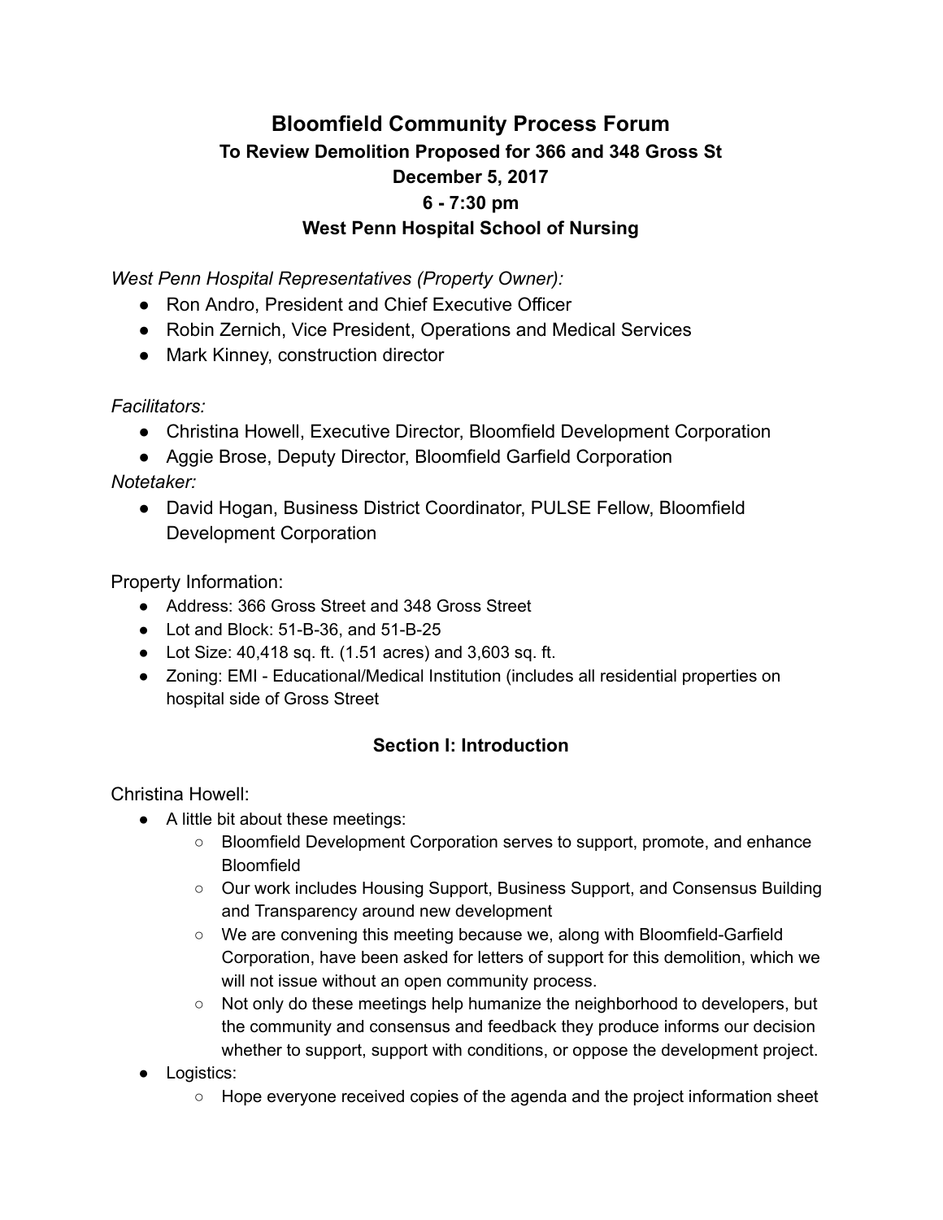# Bloomfield Community Process Forum

## To Review Demolition Proposed for 366 and 348 Gross St

## December 5, 2017

## 6 - 7:30 pm

## West Penn Hospital School of Nursing

*West Penn Hospital Representatives (Property Owner):*

- Ron Andro, President and Chief Executive Officer
- Robin Zernich, Vice President, Operations and Medical Services
- Mark Kinney, construction director

*Facilitators:*

- Christina Howell, Executive Director, Bloomfield Development Corporation
- Aggie Brose, Deputy Director, Bloomfield Garfield Corporation

*Notetaker:*

- David Hogan, Business District Coordinator, PULSE Fellow, Bloomfield Development Corporation

Property Information:

- Address: 366 Gross Street and 348 Gross Street
- Lot and Block: 51-B-36, and 51-B-25
- Lot Size: 40,418 sq. ft. (1.51 acres) and 3,603 sq. ft.
- Zoning: EMI - Educational/Medical Institution (includes all residential properties on hospital side of Gross Street

### Section I: Introduction

Christina Howell:

- A little bit about these meetings:
  - Bloomfield Development Corporation serves to support, promote, and enhance Bloomfield
  - Our work includes Housing Support, Business Support, and Consensus Building and Transparency around new development
  - We are convening this meeting because we, along with Bloomfield-Garfield Corporation, have been asked for letters of support for this demolition, which we will not issue without an open community process.
  - Not only do these meetings help humanize the neighborhood to developers, but the community and consensus and feedback they produce informs our decision whether to support, support with conditions, or oppose the development project.
- Logistics:
  - Hope everyone received copies of the agenda and the project information sheet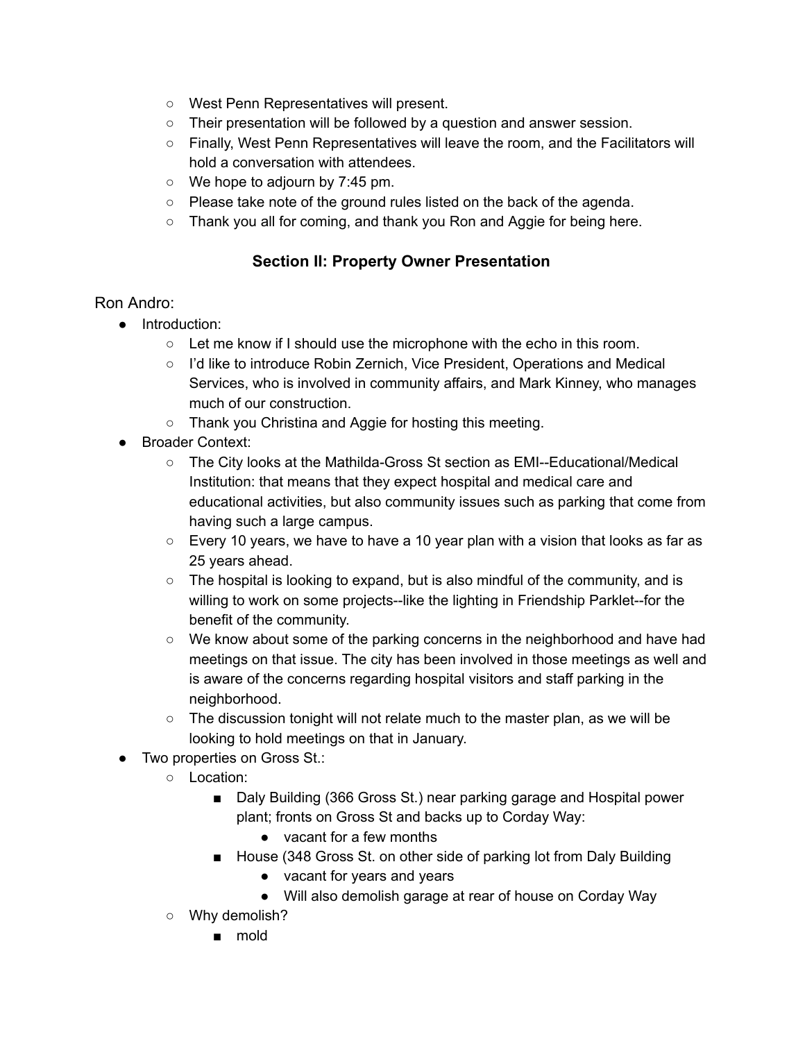- West Penn Representatives will present.
- Their presentation will be followed by a question and answer session.
- Finally, West Penn Representatives will leave the room, and the Facilitators will hold a conversation with attendees.
- We hope to adjourn by 7:45 pm.
- Please take note of the ground rules listed on the back of the agenda.
- Thank you all for coming, and thank you Ron and Aggie for being here.

## Section II: Property Owner Presentation

Ron Andro:

- Introduction:
  - Let me know if I should use the microphone with the echo in this room.
  - I'd like to introduce Robin Zernich, Vice President, Operations and Medical Services, who is involved in community affairs, and Mark Kinney, who manages much of our construction.
  - Thank you Christina and Aggie for hosting this meeting.
- Broader Context:
  - The City looks at the Mathilda-Gross St section as EMI--Educational/Medical Institution: that means that they expect hospital and medical care and educational activities, but also community issues such as parking that come from having such a large campus.
  - Every 10 years, we have to have a 10 year plan with a vision that looks as far as 25 years ahead.
  - The hospital is looking to expand, but is also mindful of the community, and is willing to work on some projects--like the lighting in Friendship Parklet--for the benefit of the community.
  - We know about some of the parking concerns in the neighborhood and have had meetings on that issue. The city has been involved in those meetings as well and is aware of the concerns regarding hospital visitors and staff parking in the neighborhood.
  - The discussion tonight will not relate much to the master plan, as we will be looking to hold meetings on that in January.
- Two properties on Gross St.:
  - Location:
    - Daly Building (366 Gross St.) near parking garage and Hospital power plant; fronts on Gross St and backs up to Corday Way:
      - vacant for a few months
    - House (348 Gross St. on other side of parking lot from Daly Building
      - vacant for years and years
      - Will also demolish garage at rear of house on Corday Way
  - Why demolish?
    - mold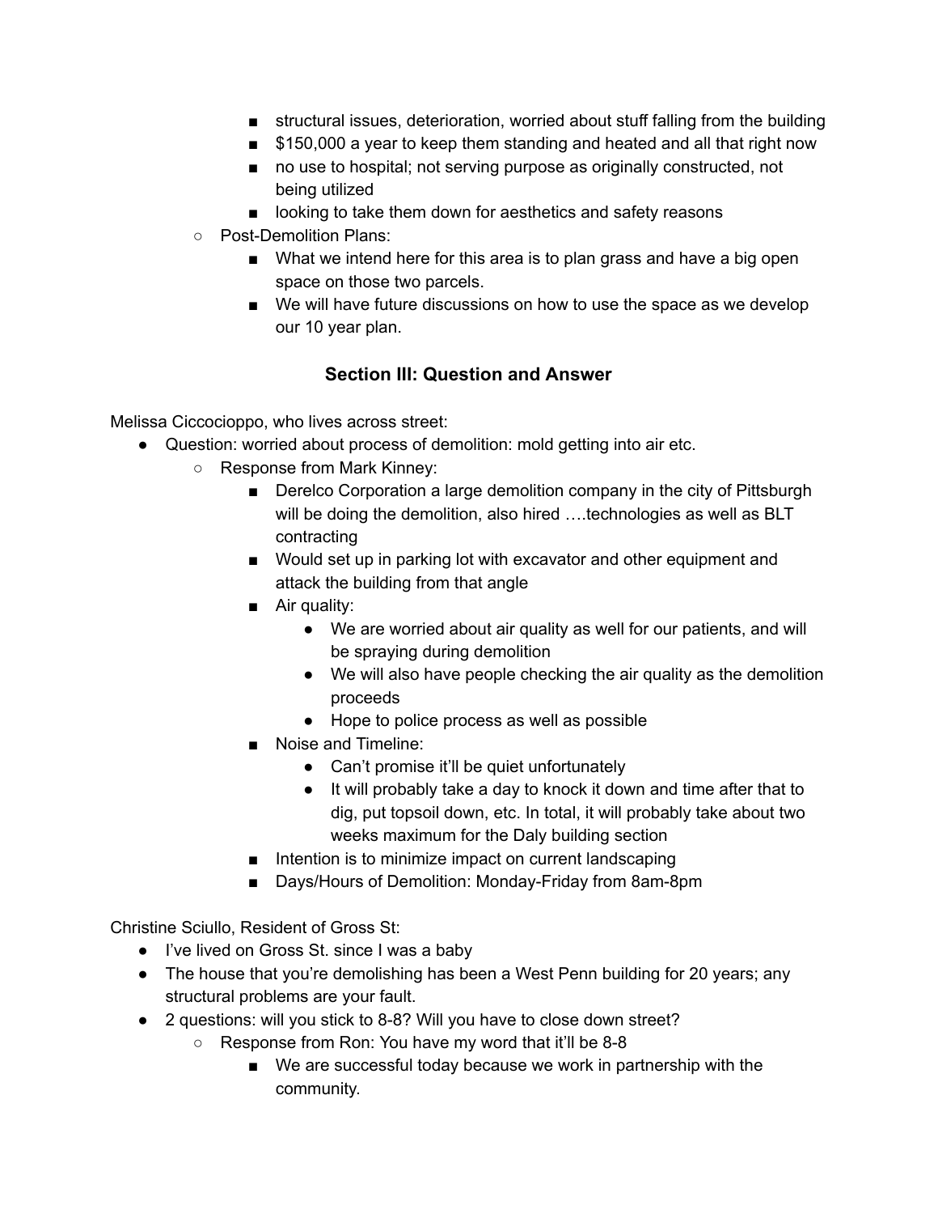- structural issues, deterioration, worried about stuff falling from the building
    - $150,000 a year to keep them standing and heated and all that right now
    - no use to hospital; not serving purpose as originally constructed, not being utilized
    - looking to take them down for aesthetics and safety reasons
  - Post-Demolition Plans:
    - What we intend here for this area is to plan grass and have a big open space on those two parcels.
    - We will have future discussions on how to use the space as we develop our 10 year plan.

## Section III: Question and Answer

Melissa Ciccocioppo, who lives across street:

- Question: worried about process of demolition: mold getting into air etc.
  - Response from Mark Kinney:
    - Derelco Corporation a large demolition company in the city of Pittsburgh will be doing the demolition, also hired ….technologies as well as BLT contracting
    - Would set up in parking lot with excavator and other equipment and attack the building from that angle
    - Air quality:
      - We are worried about air quality as well for our patients, and will be spraying during demolition
      - We will also have people checking the air quality as the demolition proceeds
      - Hope to police process as well as possible
    - Noise and Timeline:
      - Can't promise it'll be quiet unfortunately
      - It will probably take a day to knock it down and time after that to dig, put topsoil down, etc. In total, it will probably take about two weeks maximum for the Daly building section
    - Intention is to minimize impact on current landscaping
    - Days/Hours of Demolition: Monday-Friday from 8am-8pm

Christine Sciullo, Resident of Gross St:

- I've lived on Gross St. since I was a baby
- The house that you're demolishing has been a West Penn building for 20 years; any structural problems are your fault.
- 2 questions: will you stick to 8-8? Will you have to close down street?
  - Response from Ron: You have my word that it'll be 8-8
    - We are successful today because we work in partnership with the community.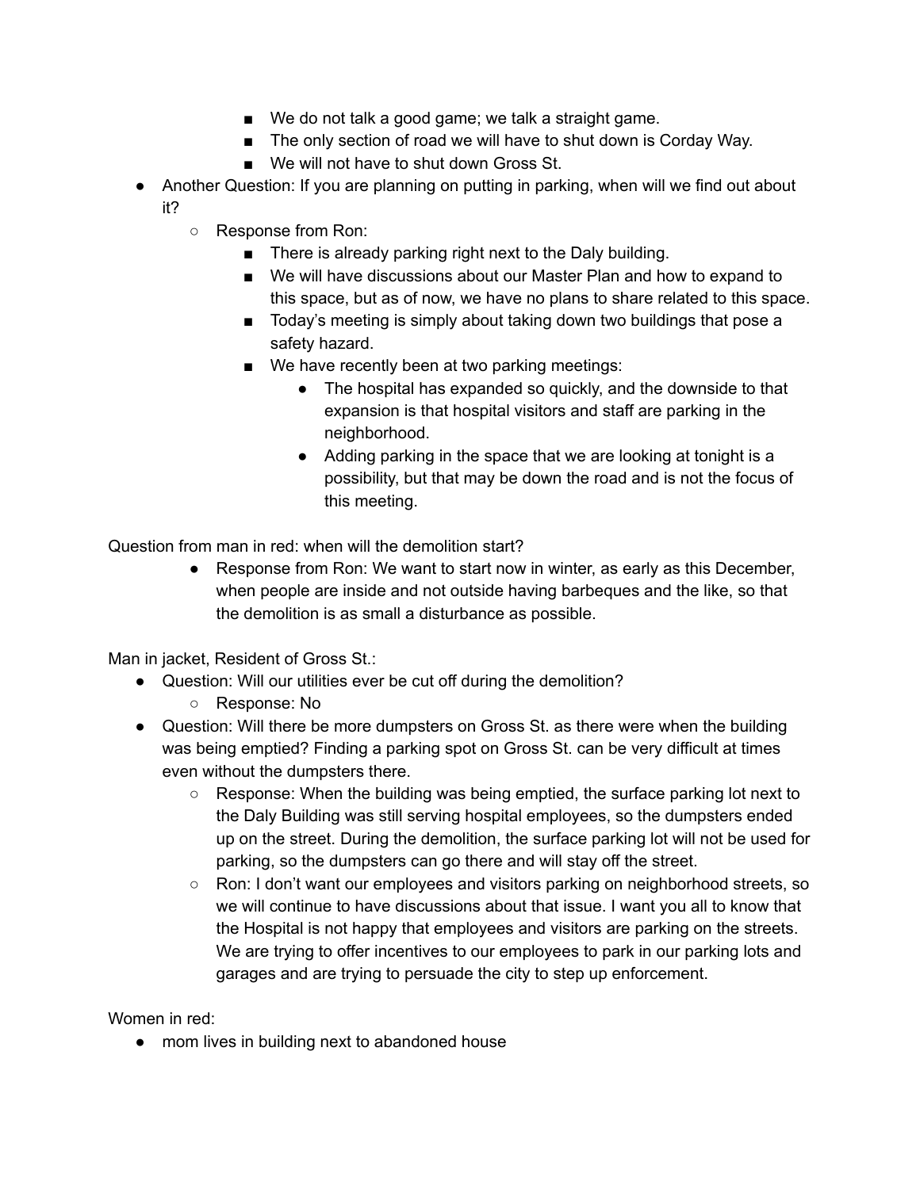- We do not talk a good game; we talk a straight game.
        - The only section of road we will have to shut down is Corday Way.
        - We will not have to shut down Gross St.
- Another Question: If you are planning on putting in parking, when will we find out about it?
    - Response from Ron:
        - There is already parking right next to the Daly building.
        - We will have discussions about our Master Plan and how to expand to this space, but as of now, we have no plans to share related to this space.
        - Today's meeting is simply about taking down two buildings that pose a safety hazard.
        - We have recently been at two parking meetings:
            - The hospital has expanded so quickly, and the downside to that expansion is that hospital visitors and staff are parking in the neighborhood.
            - Adding parking in the space that we are looking at tonight is a possibility, but that may be down the road and is not the focus of this meeting.

Question from man in red: when will the demolition start?

- Response from Ron: We want to start now in winter, as early as this December, when people are inside and not outside having barbeques and the like, so that the demolition is as small a disturbance as possible.

Man in jacket, Resident of Gross St.:

- Question: Will our utilities ever be cut off during the demolition?
    - Response: No
- Question: Will there be more dumpsters on Gross St. as there were when the building was being emptied? Finding a parking spot on Gross St. can be very difficult at times even without the dumpsters there.
    - Response: When the building was being emptied, the surface parking lot next to the Daly Building was still serving hospital employees, so the dumpsters ended up on the street. During the demolition, the surface parking lot will not be used for parking, so the dumpsters can go there and will stay off the street.
    - Ron: I don't want our employees and visitors parking on neighborhood streets, so we will continue to have discussions about that issue. I want you all to know that the Hospital is not happy that employees and visitors are parking on the streets. We are trying to offer incentives to our employees to park in our parking lots and garages and are trying to persuade the city to step up enforcement.

Women in red:

- mom lives in building next to abandoned house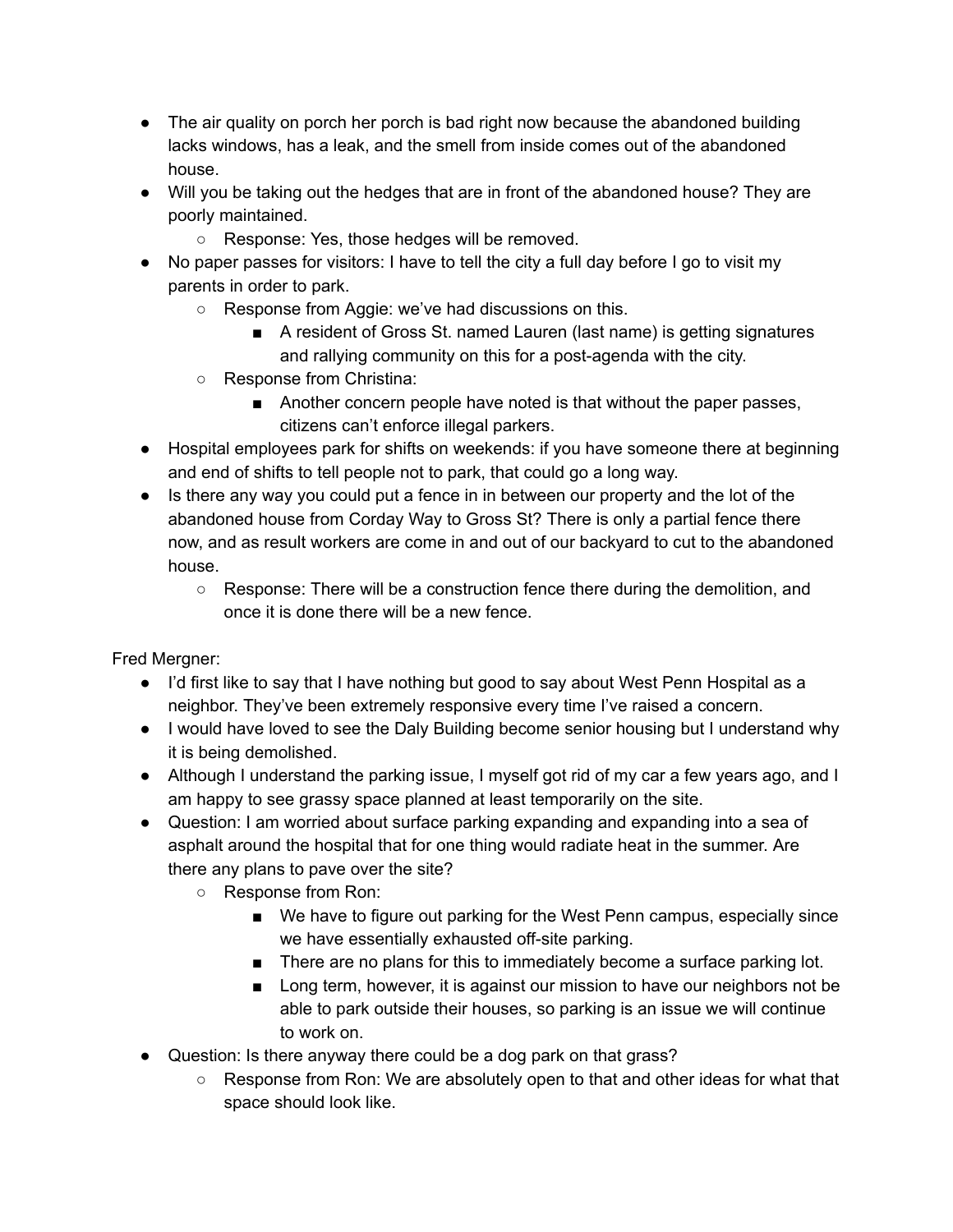- The air quality on porch her porch is bad right now because the abandoned building lacks windows, has a leak, and the smell from inside comes out of the abandoned house.
- Will you be taking out the hedges that are in front of the abandoned house? They are poorly maintained.
  - Response: Yes, those hedges will be removed.
- No paper passes for visitors: I have to tell the city a full day before I go to visit my parents in order to park.
  - Response from Aggie: we've had discussions on this.
    - A resident of Gross St. named Lauren (last name) is getting signatures and rallying community on this for a post-agenda with the city.
  - Response from Christina:
    - Another concern people have noted is that without the paper passes, citizens can't enforce illegal parkers.
- Hospital employees park for shifts on weekends: if you have someone there at beginning and end of shifts to tell people not to park, that could go a long way.
- Is there any way you could put a fence in in between our property and the lot of the abandoned house from Corday Way to Gross St? There is only a partial fence there now, and as result workers are come in and out of our backyard to cut to the abandoned house.
  - Response: There will be a construction fence there during the demolition, and once it is done there will be a new fence.

Fred Mergner:

- I'd first like to say that I have nothing but good to say about West Penn Hospital as a neighbor. They've been extremely responsive every time I've raised a concern.
- I would have loved to see the Daly Building become senior housing but I understand why it is being demolished.
- Although I understand the parking issue, I myself got rid of my car a few years ago, and I am happy to see grassy space planned at least temporarily on the site.
- Question: I am worried about surface parking expanding and expanding into a sea of asphalt around the hospital that for one thing would radiate heat in the summer. Are there any plans to pave over the site?
  - Response from Ron:
    - We have to figure out parking for the West Penn campus, especially since we have essentially exhausted off-site parking.
    - There are no plans for this to immediately become a surface parking lot.
    - Long term, however, it is against our mission to have our neighbors not be able to park outside their houses, so parking is an issue we will continue to work on.
- Question: Is there anyway there could be a dog park on that grass?
  - Response from Ron: We are absolutely open to that and other ideas for what that space should look like.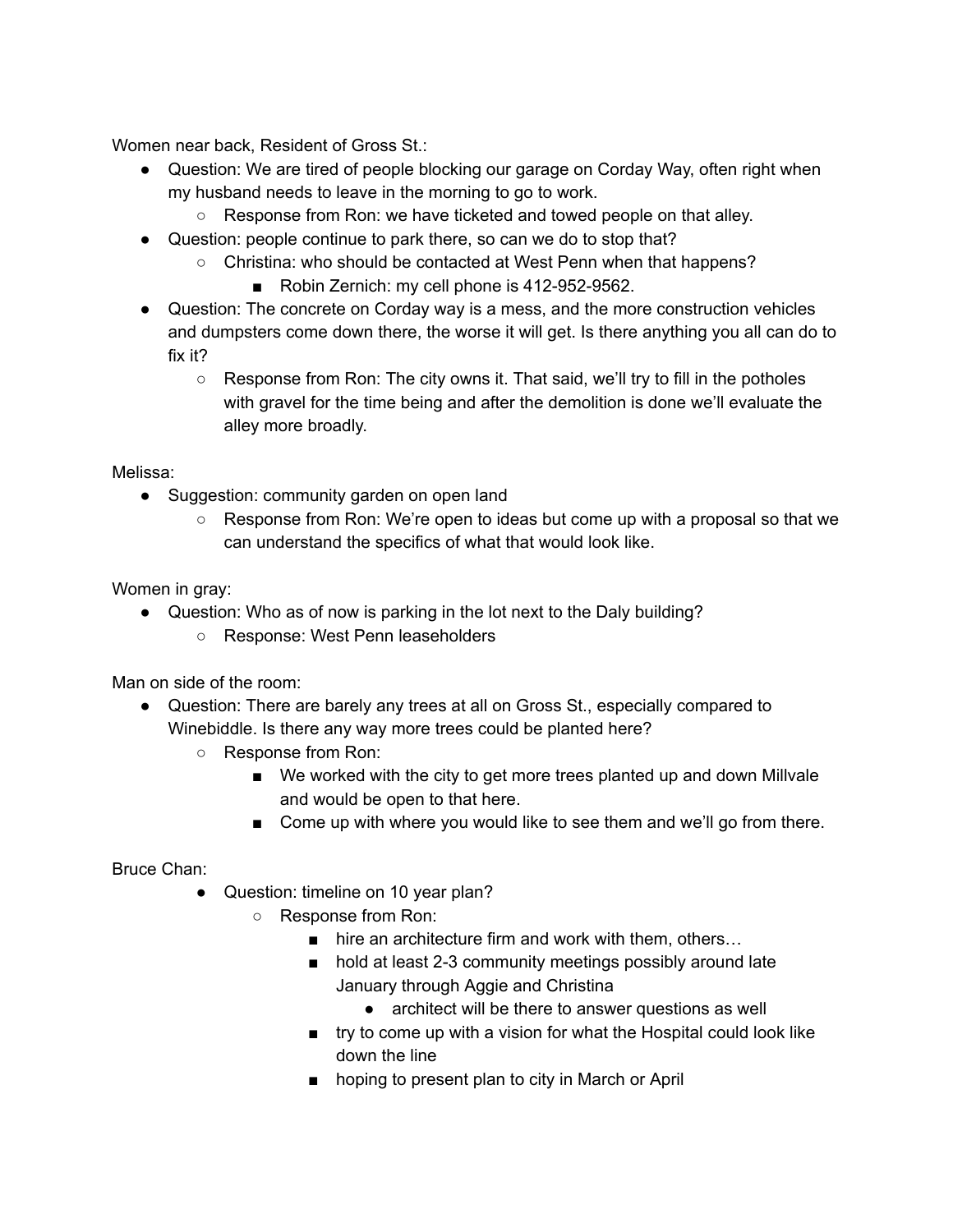Women near back, Resident of Gross St.:

- Question: We are tired of people blocking our garage on Corday Way, often right when my husband needs to leave in the morning to go to work.
  - Response from Ron: we have ticketed and towed people on that alley.
- Question: people continue to park there, so can we do to stop that?
  - Christina: who should be contacted at West Penn when that happens?
    - Robin Zernich: my cell phone is 412-952-9562.
- Question: The concrete on Corday way is a mess, and the more construction vehicles and dumpsters come down there, the worse it will get. Is there anything you all can do to fix it?
  - Response from Ron: The city owns it. That said, we'll try to fill in the potholes with gravel for the time being and after the demolition is done we'll evaluate the alley more broadly.

Melissa:

- Suggestion: community garden on open land
  - Response from Ron: We're open to ideas but come up with a proposal so that we can understand the specifics of what that would look like.

Women in gray:

- Question: Who as of now is parking in the lot next to the Daly building?
  - Response: West Penn leaseholders

Man on side of the room:

- Question: There are barely any trees at all on Gross St., especially compared to Winebiddle. Is there any way more trees could be planted here?
  - Response from Ron:
    - We worked with the city to get more trees planted up and down Millvale and would be open to that here.
    - Come up with where you would like to see them and we'll go from there.

Bruce Chan:

- Question: timeline on 10 year plan?
  - Response from Ron:
    - hire an architecture firm and work with them, others…
    - hold at least 2-3 community meetings possibly around late January through Aggie and Christina
      - architect will be there to answer questions as well
    - try to come up with a vision for what the Hospital could look like down the line
    - hoping to present plan to city in March or April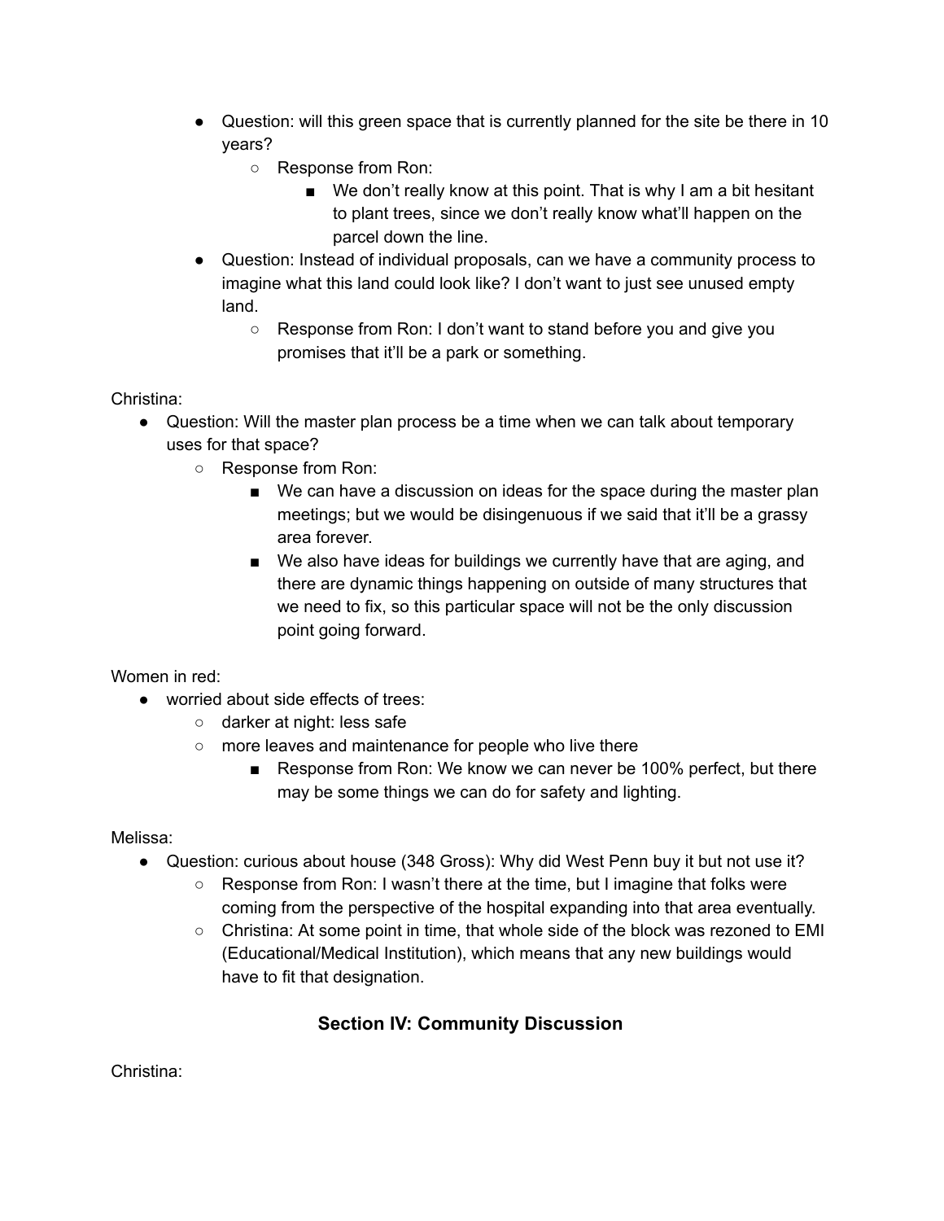- Question: will this green space that is currently planned for the site be there in 10 years?
    - Response from Ron:
        - We don't really know at this point. That is why I am a bit hesitant to plant trees, since we don't really know what'll happen on the parcel down the line.
- Question: Instead of individual proposals, can we have a community process to imagine what this land could look like? I don't want to just see unused empty land.
    - Response from Ron: I don't want to stand before you and give you promises that it'll be a park or something.

Christina:

- Question: Will the master plan process be a time when we can talk about temporary uses for that space?
    - Response from Ron:
        - We can have a discussion on ideas for the space during the master plan meetings; but we would be disingenuous if we said that it'll be a grassy area forever.
        - We also have ideas for buildings we currently have that are aging, and there are dynamic things happening on outside of many structures that we need to fix, so this particular space will not be the only discussion point going forward.

Women in red:

- worried about side effects of trees:
    - darker at night: less safe
    - more leaves and maintenance for people who live there
        - Response from Ron: We know we can never be 100% perfect, but there may be some things we can do for safety and lighting.

Melissa:

- Question: curious about house (348 Gross): Why did West Penn buy it but not use it?
    - Response from Ron: I wasn't there at the time, but I imagine that folks were coming from the perspective of the hospital expanding into that area eventually.
    - Christina: At some point in time, that whole side of the block was rezoned to EMI (Educational/Medical Institution), which means that any new buildings would have to fit that designation.

## Section IV: Community Discussion

Christina: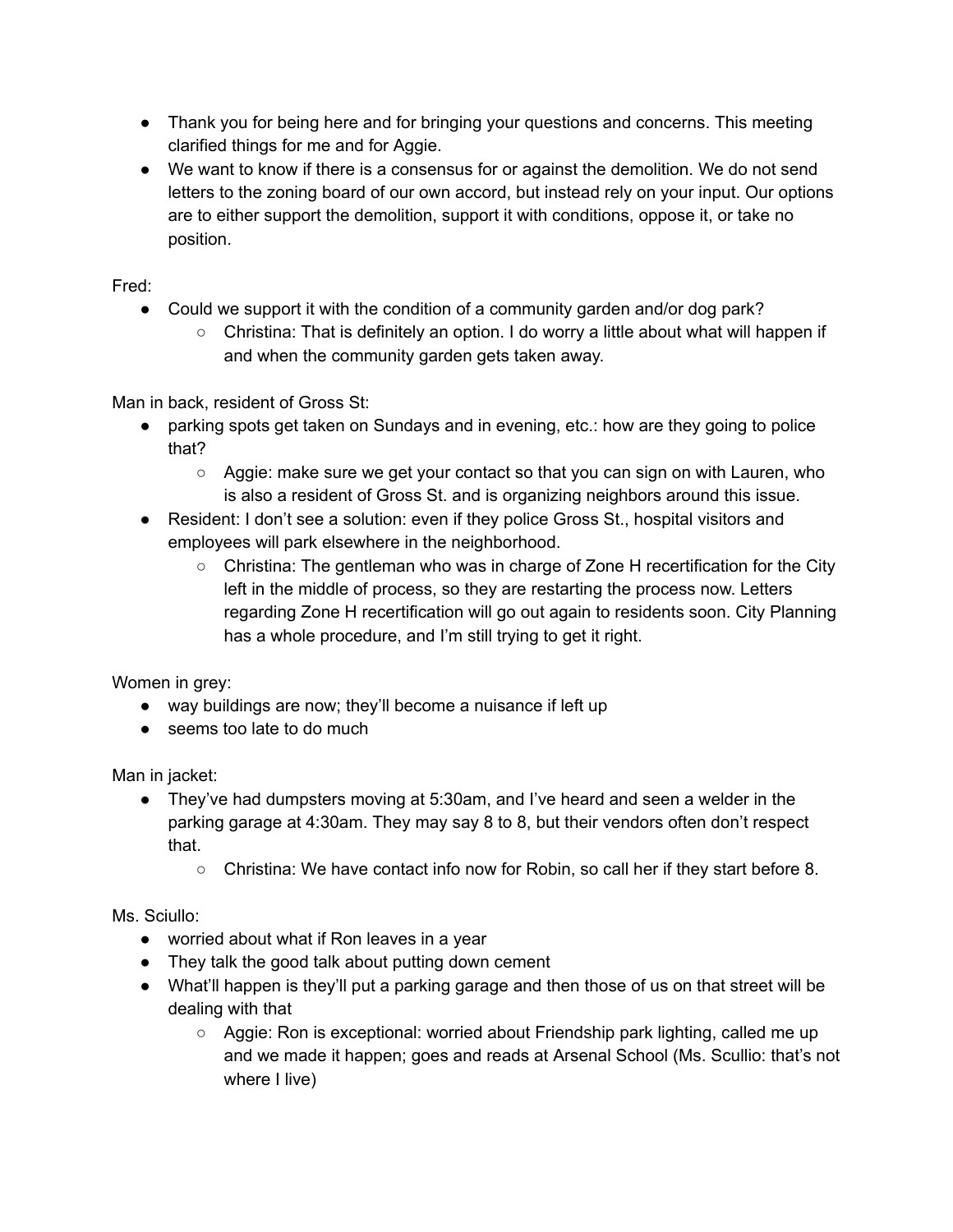- Thank you for being here and for bringing your questions and concerns. This meeting clarified things for me and for Aggie.
- We want to know if there is a consensus for or against the demolition. We do not send letters to the zoning board of our own accord, but instead rely on your input. Our options are to either support the demolition, support it with conditions, oppose it, or take no position.

Fred:

- Could we support it with the condition of a community garden and/or dog park?
    - Christina: That is definitely an option. I do worry a little about what will happen if and when the community garden gets taken away.

Man in back, resident of Gross St:

- parking spots get taken on Sundays and in evening, etc.: how are they going to police that?
    - Aggie: make sure we get your contact so that you can sign on with Lauren, who is also a resident of Gross St. and is organizing neighbors around this issue.
- Resident: I don't see a solution: even if they police Gross St., hospital visitors and employees will park elsewhere in the neighborhood.
    - Christina: The gentleman who was in charge of Zone H recertification for the City left in the middle of process, so they are restarting the process now. Letters regarding Zone H recertification will go out again to residents soon. City Planning has a whole procedure, and I'm still trying to get it right.

Women in grey:

- way buildings are now; they'll become a nuisance if left up
- seems too late to do much

Man in jacket:

- They've had dumpsters moving at 5:30am, and I've heard and seen a welder in the parking garage at 4:30am. They may say 8 to 8, but their vendors often don't respect that.
    - Christina: We have contact info now for Robin, so call her if they start before 8.

Ms. Sciullo:

- worried about what if Ron leaves in a year
- They talk the good talk about putting down cement
- What'll happen is they'll put a parking garage and then those of us on that street will be dealing with that
    - Aggie: Ron is exceptional: worried about Friendship park lighting, called me up and we made it happen; goes and reads at Arsenal School (Ms. Scullio: that's not where I live)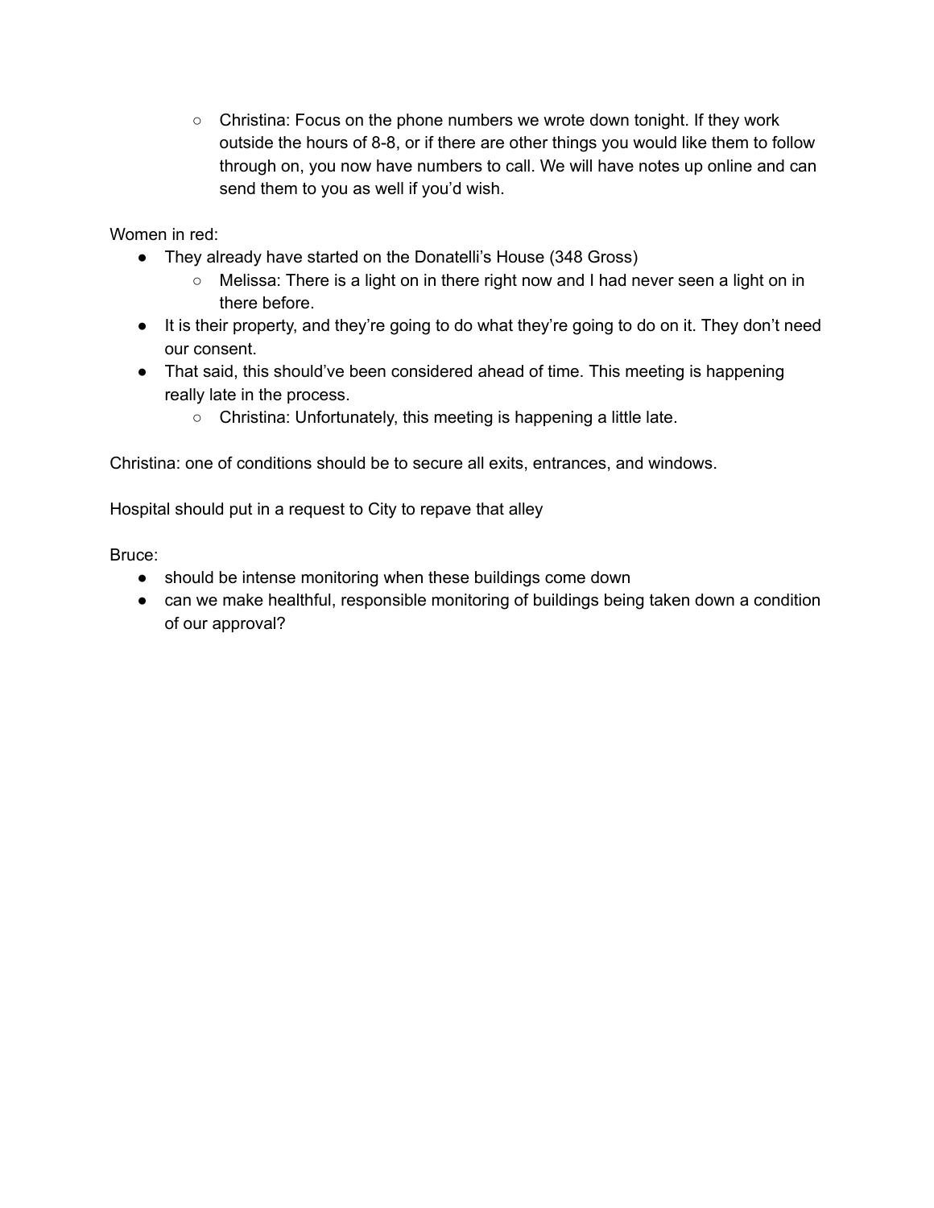- Christina: Focus on the phone numbers we wrote down tonight. If they work outside the hours of 8-8, or if there are other things you would like them to follow through on, you now have numbers to call. We will have notes up online and can send them to you as well if you'd wish.

Women in red:

- They already have started on the Donatelli's House (348 Gross)
    - Melissa: There is a light on in there right now and I had never seen a light on in there before.
- It is their property, and they're going to do what they're going to do on it. They don't need our consent.
- That said, this should've been considered ahead of time. This meeting is happening really late in the process.
    - Christina: Unfortunately, this meeting is happening a little late.

Christina: one of conditions should be to secure all exits, entrances, and windows.

Hospital should put in a request to City to repave that alley

Bruce:

- should be intense monitoring when these buildings come down
- can we make healthful, responsible monitoring of buildings being taken down a condition of our approval?